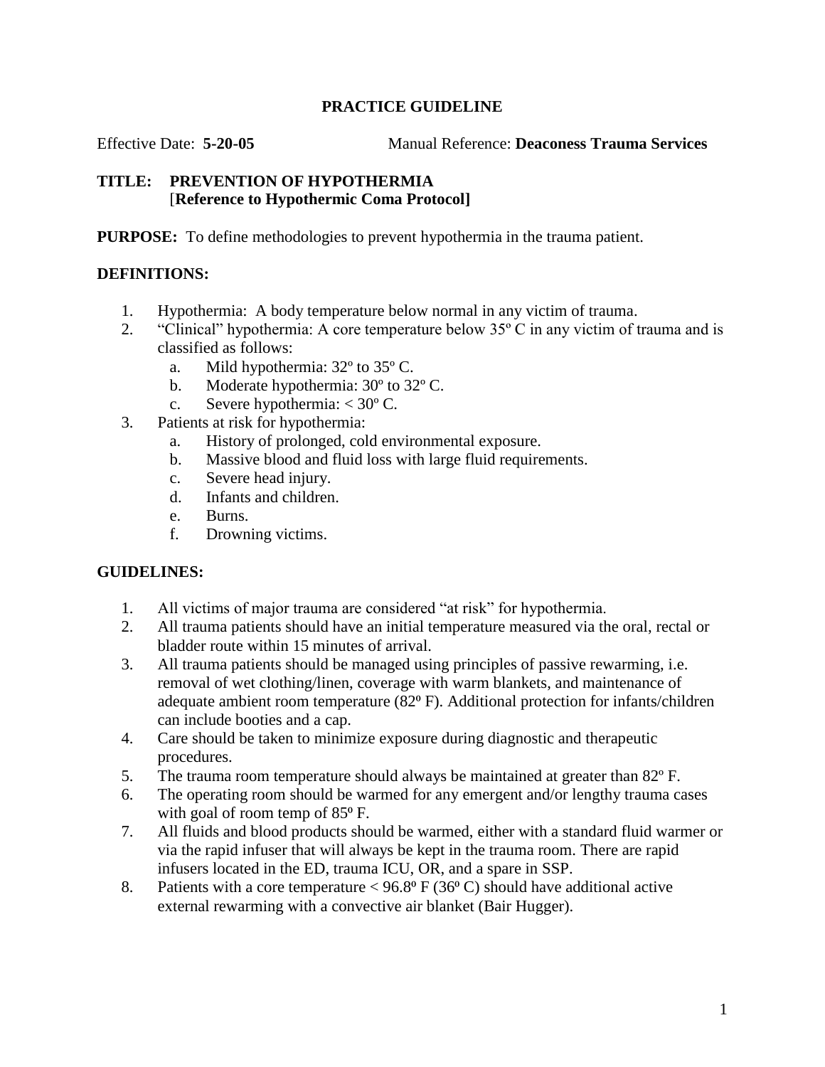# PRACTICE GUIDELINE

Effective Date: **5-20-05** Manual Reference: **Deaconess Trauma Services**

**TITLE: PREVENTION OF HYPOTHERMIA**
**[Reference to Hypothermic Coma Protocol]**

**PURPOSE:** To define methodologies to prevent hypothermia in the trauma patient.

**DEFINITIONS:**

1. Hypothermia: A body temperature below normal in any victim of trauma.
2. "Clinical" hypothermia: A core temperature below 35º C in any victim of trauma and is classified as follows:
   a. Mild hypothermia: 32º to 35º C.
   b. Moderate hypothermia: 30º to 32º C.
   c. Severe hypothermia: < 30º C.
3. Patients at risk for hypothermia:
   a. History of prolonged, cold environmental exposure.
   b. Massive blood and fluid loss with large fluid requirements.
   c. Severe head injury.
   d. Infants and children.
   e. Burns.
   f. Drowning victims.

**GUIDELINES:**

1. All victims of major trauma are considered "at risk" for hypothermia.
2. All trauma patients should have an initial temperature measured via the oral, rectal or bladder route within 15 minutes of arrival.
3. All trauma patients should be managed using principles of passive rewarming, i.e. removal of wet clothing/linen, coverage with warm blankets, and maintenance of adequate ambient room temperature (82º F). Additional protection for infants/children can include booties and a cap.
4. Care should be taken to minimize exposure during diagnostic and therapeutic procedures.
5. The trauma room temperature should always be maintained at greater than 82º F.
6. The operating room should be warmed for any emergent and/or lengthy trauma cases with goal of room temp of 85º F.
7. All fluids and blood products should be warmed, either with a standard fluid warmer or via the rapid infuser that will always be kept in the trauma room. There are rapid infusers located in the ED, trauma ICU, OR, and a spare in SSP.
8. Patients with a core temperature < 96.8º F (36º C) should have additional active external rewarming with a convective air blanket (Bair Hugger).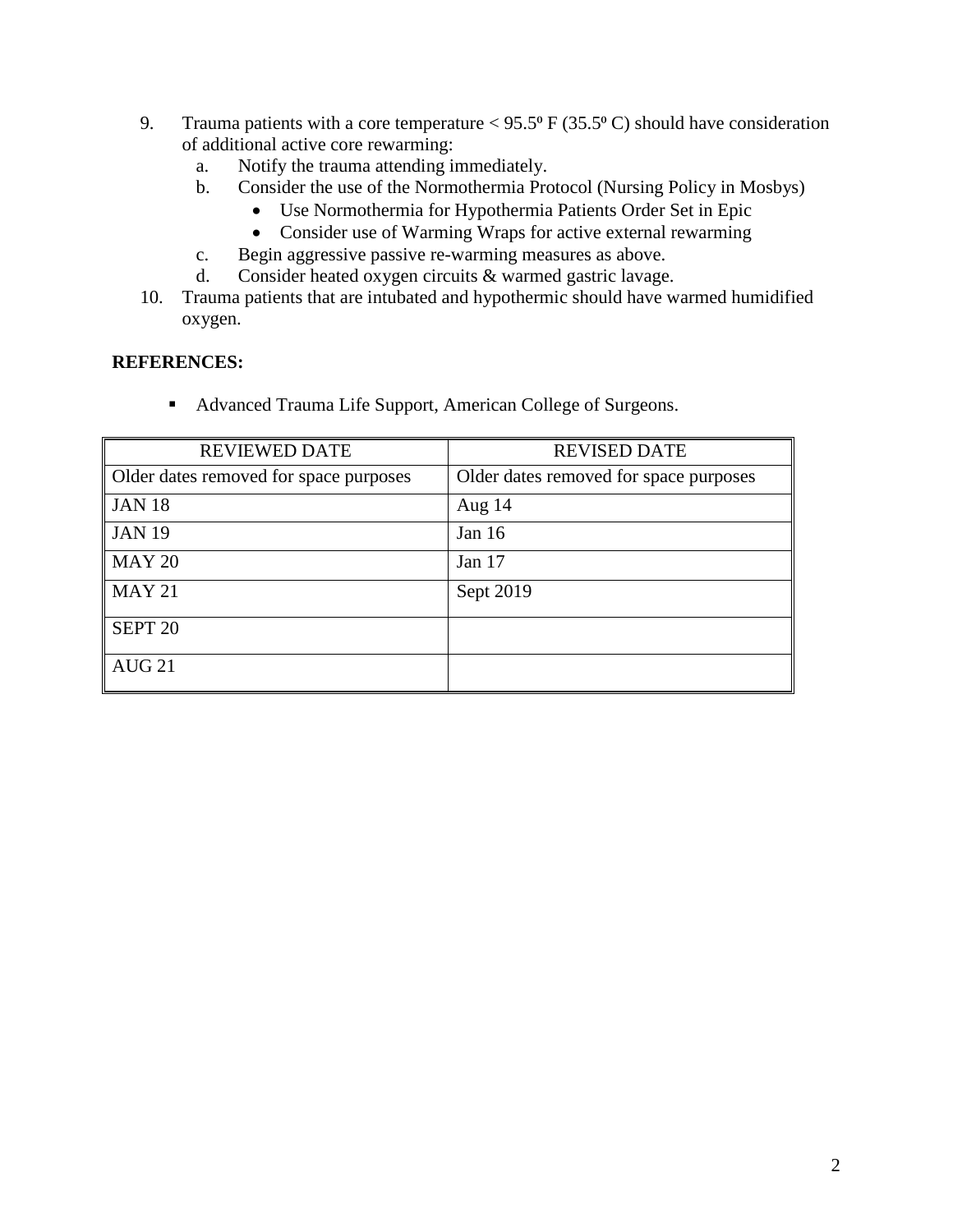9. Trauma patients with a core temperature < 95.5º F (35.5º C) should have consideration of additional active core rewarming:
   a. Notify the trauma attending immediately.
   b. Consider the use of the Normothermia Protocol (Nursing Policy in Mosbys)
      - Use Normothermia for Hypothermia Patients Order Set in Epic
      - Consider use of Warming Wraps for active external rewarming
   c. Begin aggressive passive re-warming measures as above.
   d. Consider heated oxygen circuits & warmed gastric lavage.
10. Trauma patients that are intubated and hypothermic should have warmed humidified oxygen.

**REFERENCES:**

- Advanced Trauma Life Support, American College of Surgeons.

| REVIEWED DATE | REVISED DATE |
|---|---|
| Older dates removed for space purposes | Older dates removed for space purposes |
| JAN 18 | Aug 14 |
| JAN 19 | Jan 16 |
| MAY 20 | Jan 17 |
| MAY 21 | Sept 2019 |
| SEPT 20 | |
| AUG 21 | |